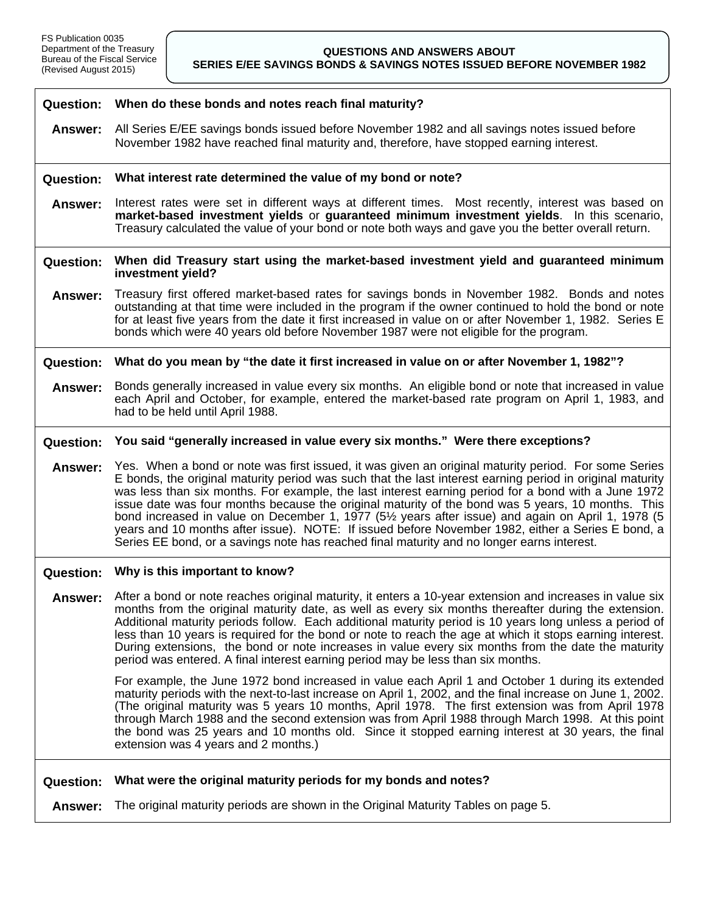FS Publication 0035
Department of the Treasury
Bureau of the Fiscal Service
(Revised August 2015)

# QUESTIONS AND ANSWERS ABOUT SERIES E/EE SAVINGS BONDS & SAVINGS NOTES ISSUED BEFORE NOVEMBER 1982

**Question: When do these bonds and notes reach final maturity?**

**Answer:** All Series E/EE savings bonds issued before November 1982 and all savings notes issued before November 1982 have reached final maturity and, therefore, have stopped earning interest.

**Question: What interest rate determined the value of my bond or note?**

**Answer:** Interest rates were set in different ways at different times. Most recently, interest was based on **market-based investment yields** or **guaranteed minimum investment yields**. In this scenario, Treasury calculated the value of your bond or note both ways and gave you the better overall return.

**Question: When did Treasury start using the market-based investment yield and guaranteed minimum investment yield?**

**Answer:** Treasury first offered market-based rates for savings bonds in November 1982. Bonds and notes outstanding at that time were included in the program if the owner continued to hold the bond or note for at least five years from the date it first increased in value on or after November 1, 1982. Series E bonds which were 40 years old before November 1987 were not eligible for the program.

**Question: What do you mean by "the date it first increased in value on or after November 1, 1982"?**

**Answer:** Bonds generally increased in value every six months. An eligible bond or note that increased in value each April and October, for example, entered the market-based rate program on April 1, 1983, and had to be held until April 1988.

**Question: You said "generally increased in value every six months." Were there exceptions?**

**Answer:** Yes. When a bond or note was first issued, it was given an original maturity period. For some Series E bonds, the original maturity period was such that the last interest earning period in original maturity was less than six months. For example, the last interest earning period for a bond with a June 1972 issue date was four months because the original maturity of the bond was 5 years, 10 months. This bond increased in value on December 1, 1977 (5½ years after issue) and again on April 1, 1978 (5 years and 10 months after issue). NOTE: If issued before November 1982, either a Series E bond, a Series EE bond, or a savings note has reached final maturity and no longer earns interest.

**Question: Why is this important to know?**

**Answer:** After a bond or note reaches original maturity, it enters a 10-year extension and increases in value six months from the original maturity date, as well as every six months thereafter during the extension. Additional maturity periods follow. Each additional maturity period is 10 years long unless a period of less than 10 years is required for the bond or note to reach the age at which it stops earning interest. During extensions, the bond or note increases in value every six months from the date the maturity period was entered. A final interest earning period may be less than six months.

For example, the June 1972 bond increased in value each April 1 and October 1 during its extended maturity periods with the next-to-last increase on April 1, 2002, and the final increase on June 1, 2002. (The original maturity was 5 years 10 months, April 1978. The first extension was from April 1978 through March 1988 and the second extension was from April 1988 through March 1998. At this point the bond was 25 years and 10 months old. Since it stopped earning interest at 30 years, the final extension was 4 years and 2 months.)

**Question: What were the original maturity periods for my bonds and notes?**

**Answer:** The original maturity periods are shown in the Original Maturity Tables on page 5.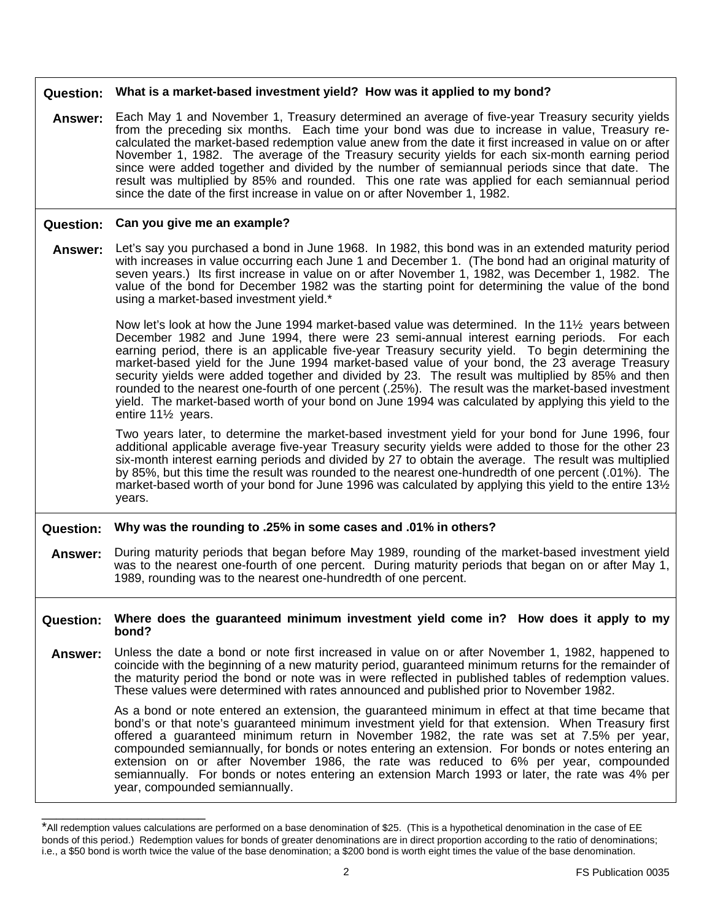**Question:** **What is a market-based investment yield? How was it applied to my bond?**

**Answer:** Each May 1 and November 1, Treasury determined an average of five-year Treasury security yields from the preceding six months. Each time your bond was due to increase in value, Treasury re-calculated the market-based redemption value anew from the date it first increased in value on or after November 1, 1982. The average of the Treasury security yields for each six-month earning period since were added together and divided by the number of semiannual periods since that date. The result was multiplied by 85% and rounded. This one rate was applied for each semiannual period since the date of the first increase in value on or after November 1, 1982.

**Question:** **Can you give me an example?**

**Answer:** Let's say you purchased a bond in June 1968. In 1982, this bond was in an extended maturity period with increases in value occurring each June 1 and December 1. (The bond had an original maturity of seven years.) Its first increase in value on or after November 1, 1982, was December 1, 1982. The value of the bond for December 1982 was the starting point for determining the value of the bond using a market-based investment yield.*

Now let's look at how the June 1994 market-based value was determined. In the 11½ years between December 1982 and June 1994, there were 23 semi-annual interest earning periods. For each earning period, there is an applicable five-year Treasury security yield. To begin determining the market-based yield for the June 1994 market-based value of your bond, the 23 average Treasury security yields were added together and divided by 23. The result was multiplied by 85% and then rounded to the nearest one-fourth of one percent (.25%). The result was the market-based investment yield. The market-based worth of your bond on June 1994 was calculated by applying this yield to the entire 11½ years.

Two years later, to determine the market-based investment yield for your bond for June 1996, four additional applicable average five-year Treasury security yields were added to those for the other 23 six-month interest earning periods and divided by 27 to obtain the average. The result was multiplied by 85%, but this time the result was rounded to the nearest one-hundredth of one percent (.01%). The market-based worth of your bond for June 1996 was calculated by applying this yield to the entire 13½ years.

**Question:** **Why was the rounding to .25% in some cases and .01% in others?**

**Answer:** During maturity periods that began before May 1989, rounding of the market-based investment yield was to the nearest one-fourth of one percent. During maturity periods that began on or after May 1, 1989, rounding was to the nearest one-hundredth of one percent.

**Question:** **Where does the guaranteed minimum investment yield come in? How does it apply to my bond?**

**Answer:** Unless the date a bond or note first increased in value on or after November 1, 1982, happened to coincide with the beginning of a new maturity period, guaranteed minimum returns for the remainder of the maturity period the bond or note was in were reflected in published tables of redemption values. These values were determined with rates announced and published prior to November 1982.

As a bond or note entered an extension, the guaranteed minimum in effect at that time became that bond's or that note's guaranteed minimum investment yield for that extension. When Treasury first offered a guaranteed minimum return in November 1982, the rate was set at 7.5% per year, compounded semiannually, for bonds or notes entering an extension. For bonds or notes entering an extension on or after November 1986, the rate was reduced to 6% per year, compounded semiannually. For bonds or notes entering an extension March 1993 or later, the rate was 4% per year, compounded semiannually.

---

*All redemption values calculations are performed on a base denomination of $25. (This is a hypothetical denomination in the case of EE bonds of this period.) Redemption values for bonds of greater denominations are in direct proportion according to the ratio of denominations; i.e., a $50 bond is worth twice the value of the base denomination; a $200 bond is worth eight times the value of the base denomination.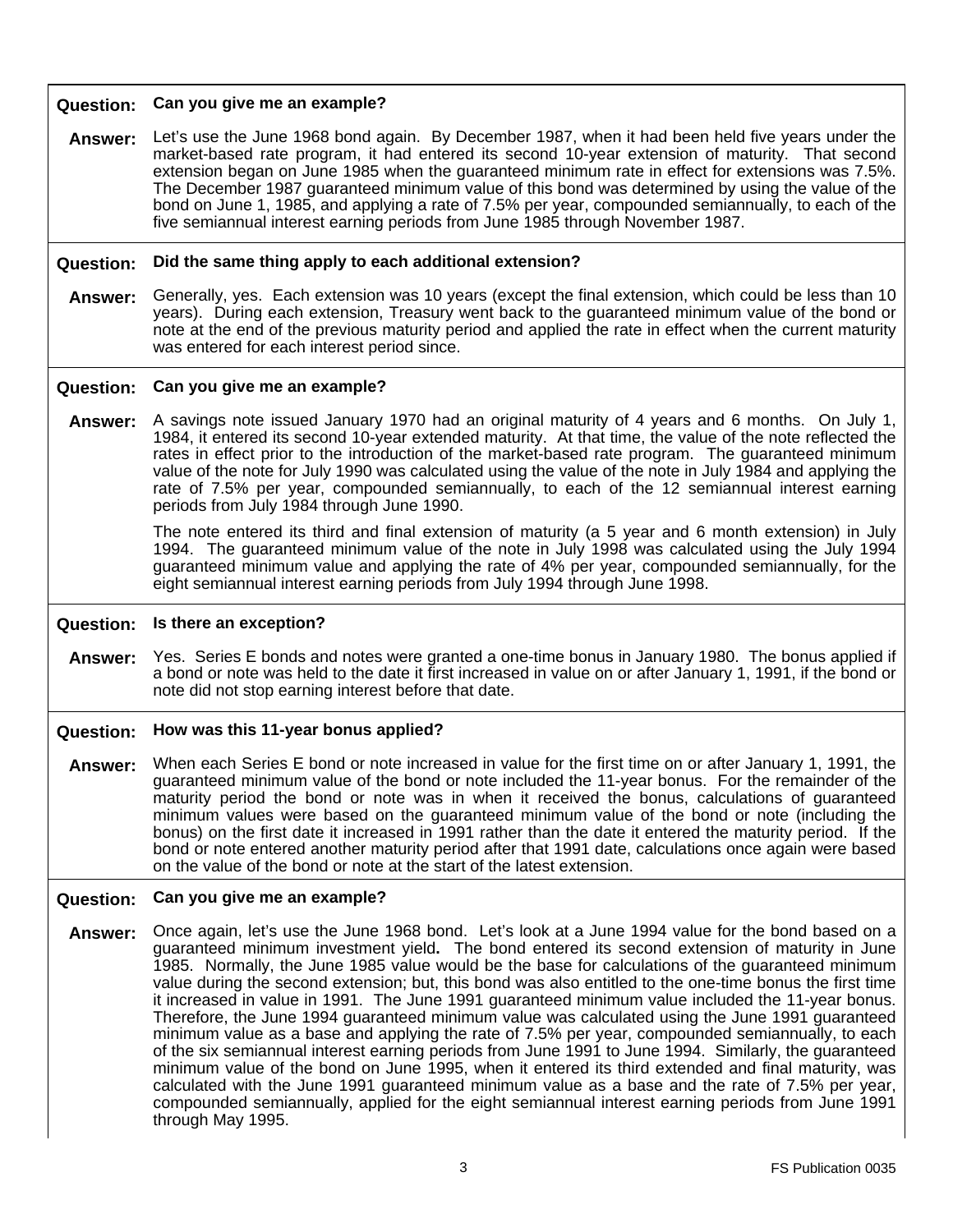**Question:** **Can you give me an example?**

**Answer:** Let's use the June 1968 bond again. By December 1987, when it had been held five years under the market-based rate program, it had entered its second 10-year extension of maturity. That second extension began on June 1985 when the guaranteed minimum rate in effect for extensions was 7.5%. The December 1987 guaranteed minimum value of this bond was determined by using the value of the bond on June 1, 1985, and applying a rate of 7.5% per year, compounded semiannually, to each of the five semiannual interest earning periods from June 1985 through November 1987.

**Question:** **Did the same thing apply to each additional extension?**

**Answer:** Generally, yes. Each extension was 10 years (except the final extension, which could be less than 10 years). During each extension, Treasury went back to the guaranteed minimum value of the bond or note at the end of the previous maturity period and applied the rate in effect when the current maturity was entered for each interest period since.

**Question:** **Can you give me an example?**

**Answer:** A savings note issued January 1970 had an original maturity of 4 years and 6 months. On July 1, 1984, it entered its second 10-year extended maturity. At that time, the value of the note reflected the rates in effect prior to the introduction of the market-based rate program. The guaranteed minimum value of the note for July 1990 was calculated using the value of the note in July 1984 and applying the rate of 7.5% per year, compounded semiannually, to each of the 12 semiannual interest earning periods from July 1984 through June 1990.

The note entered its third and final extension of maturity (a 5 year and 6 month extension) in July 1994. The guaranteed minimum value of the note in July 1998 was calculated using the July 1994 guaranteed minimum value and applying the rate of 4% per year, compounded semiannually, for the eight semiannual interest earning periods from July 1994 through June 1998.

**Question:** **Is there an exception?**

**Answer:** Yes. Series E bonds and notes were granted a one-time bonus in January 1980. The bonus applied if a bond or note was held to the date it first increased in value on or after January 1, 1991, if the bond or note did not stop earning interest before that date.

**Question:** **How was this 11-year bonus applied?**

**Answer:** When each Series E bond or note increased in value for the first time on or after January 1, 1991, the guaranteed minimum value of the bond or note included the 11-year bonus. For the remainder of the maturity period the bond or note was in when it received the bonus, calculations of guaranteed minimum values were based on the guaranteed minimum value of the bond or note (including the bonus) on the first date it increased in 1991 rather than the date it entered the maturity period. If the bond or note entered another maturity period after that 1991 date, calculations once again were based on the value of the bond or note at the start of the latest extension.

**Question:** **Can you give me an example?**

**Answer:** Once again, let's use the June 1968 bond. Let's look at a June 1994 value for the bond based on a guaranteed minimum investment yield**.** The bond entered its second extension of maturity in June 1985. Normally, the June 1985 value would be the base for calculations of the guaranteed minimum value during the second extension; but, this bond was also entitled to the one-time bonus the first time it increased in value in 1991. The June 1991 guaranteed minimum value included the 11-year bonus. Therefore, the June 1994 guaranteed minimum value was calculated using the June 1991 guaranteed minimum value as a base and applying the rate of 7.5% per year, compounded semiannually, to each of the six semiannual interest earning periods from June 1991 to June 1994. Similarly, the guaranteed minimum value of the bond on June 1995, when it entered its third extended and final maturity, was calculated with the June 1991 guaranteed minimum value as a base and the rate of 7.5% per year, compounded semiannually, applied for the eight semiannual interest earning periods from June 1991 through May 1995.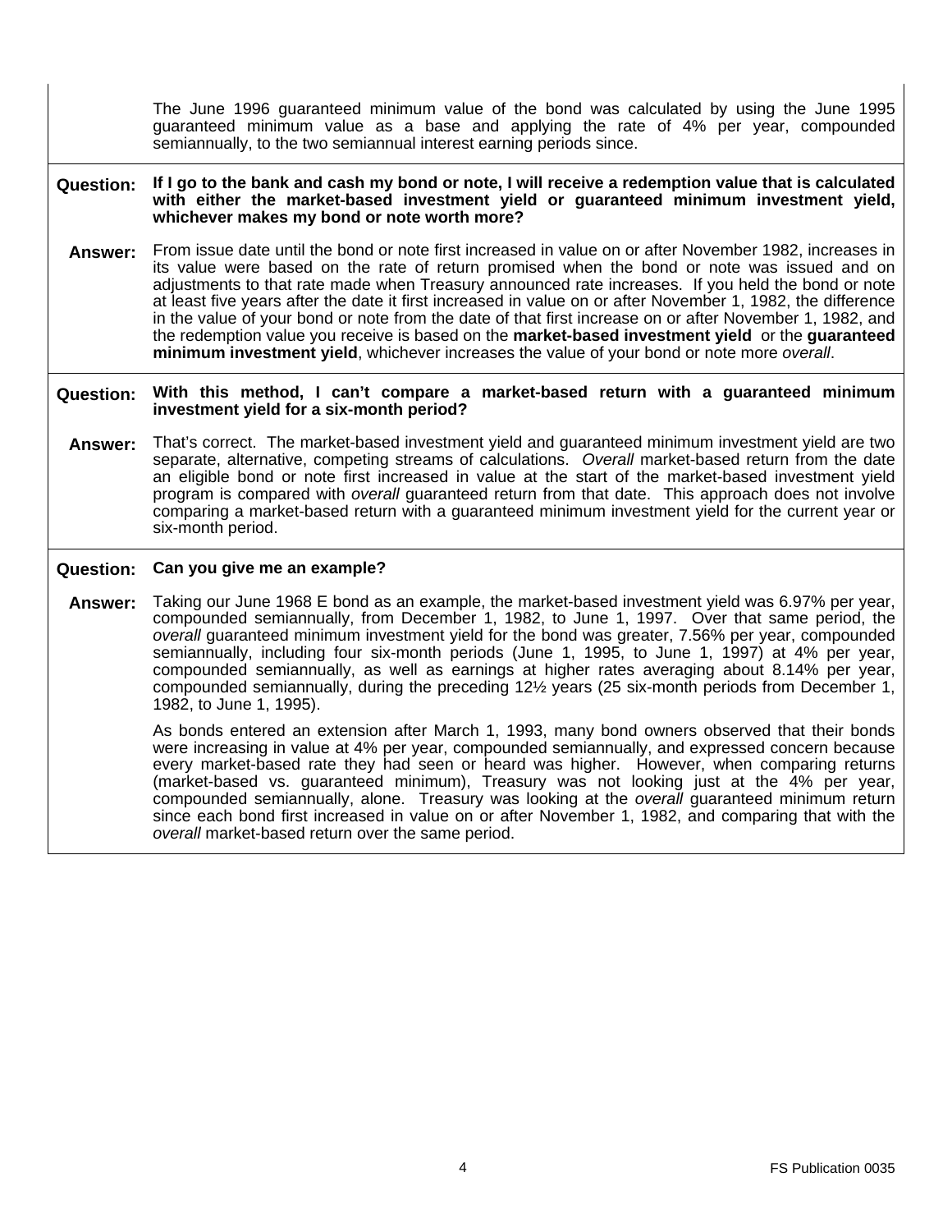The June 1996 guaranteed minimum value of the bond was calculated by using the June 1995 guaranteed minimum value as a base and applying the rate of 4% per year, compounded semiannually, to the two semiannual interest earning periods since.

**Question: If I go to the bank and cash my bond or note, I will receive a redemption value that is calculated with either the market-based investment yield or guaranteed minimum investment yield, whichever makes my bond or note worth more?**

**Answer:** From issue date until the bond or note first increased in value on or after November 1982, increases in its value were based on the rate of return promised when the bond or note was issued and on adjustments to that rate made when Treasury announced rate increases. If you held the bond or note at least five years after the date it first increased in value on or after November 1, 1982, the difference in the value of your bond or note from the date of that first increase on or after November 1, 1982, and the redemption value you receive is based on the **market-based investment yield** or the **guaranteed minimum investment yield**, whichever increases the value of your bond or note more *overall*.

**Question: With this method, I can't compare a market-based return with a guaranteed minimum investment yield for a six-month period?**

**Answer:** That's correct. The market-based investment yield and guaranteed minimum investment yield are two separate, alternative, competing streams of calculations. *Overall* market-based return from the date an eligible bond or note first increased in value at the start of the market-based investment yield program is compared with *overall* guaranteed return from that date. This approach does not involve comparing a market-based return with a guaranteed minimum investment yield for the current year or six-month period.

**Question: Can you give me an example?**

**Answer:** Taking our June 1968 E bond as an example, the market-based investment yield was 6.97% per year, compounded semiannually, from December 1, 1982, to June 1, 1997. Over that same period, the *overall* guaranteed minimum investment yield for the bond was greater, 7.56% per year, compounded semiannually, including four six-month periods (June 1, 1995, to June 1, 1997) at 4% per year, compounded semiannually, as well as earnings at higher rates averaging about 8.14% per year, compounded semiannually, during the preceding 12½ years (25 six-month periods from December 1, 1982, to June 1, 1995).

As bonds entered an extension after March 1, 1993, many bond owners observed that their bonds were increasing in value at 4% per year, compounded semiannually, and expressed concern because every market-based rate they had seen or heard was higher. However, when comparing returns (market-based vs. guaranteed minimum), Treasury was not looking just at the 4% per year, compounded semiannually, alone. Treasury was looking at the *overall* guaranteed minimum return since each bond first increased in value on or after November 1, 1982, and comparing that with the *overall* market-based return over the same period.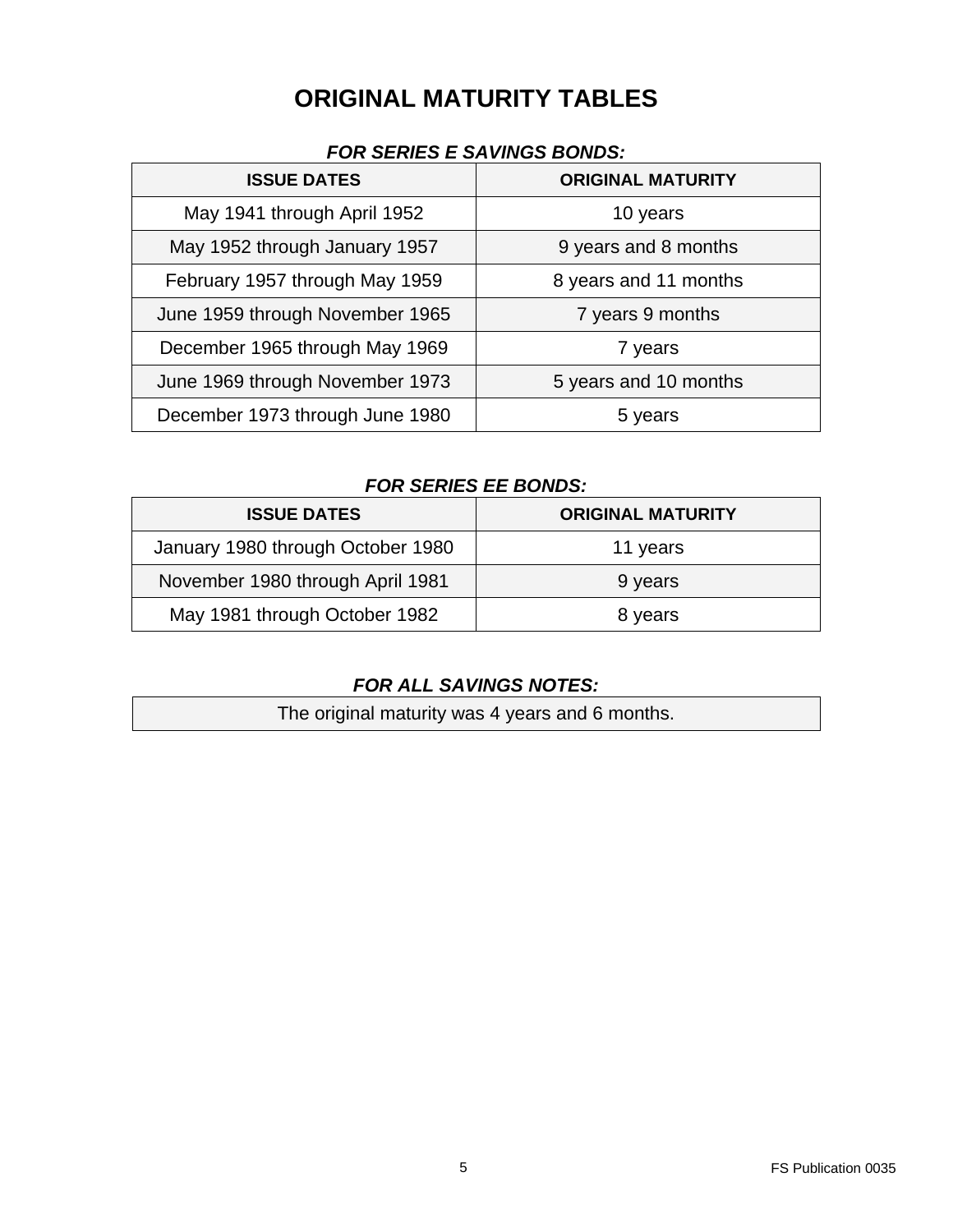# ORIGINAL MATURITY TABLES

***FOR SERIES E SAVINGS BONDS:***

| ISSUE DATES | ORIGINAL MATURITY |
|---|---|
| May 1941 through April 1952 | 10 years |
| May 1952 through January 1957 | 9 years and 8 months |
| February 1957 through May 1959 | 8 years and 11 months |
| June 1959 through November 1965 | 7 years 9 months |
| December 1965 through May 1969 | 7 years |
| June 1969 through November 1973 | 5 years and 10 months |
| December 1973 through June 1980 | 5 years |

***FOR SERIES EE BONDS:***

| ISSUE DATES | ORIGINAL MATURITY |
|---|---|
| January 1980 through October 1980 | 11 years |
| November 1980 through April 1981 | 9 years |
| May 1981 through October 1982 | 8 years |

***FOR ALL SAVINGS NOTES:***

| |
|---|
| The original maturity was 4 years and 6 months. |